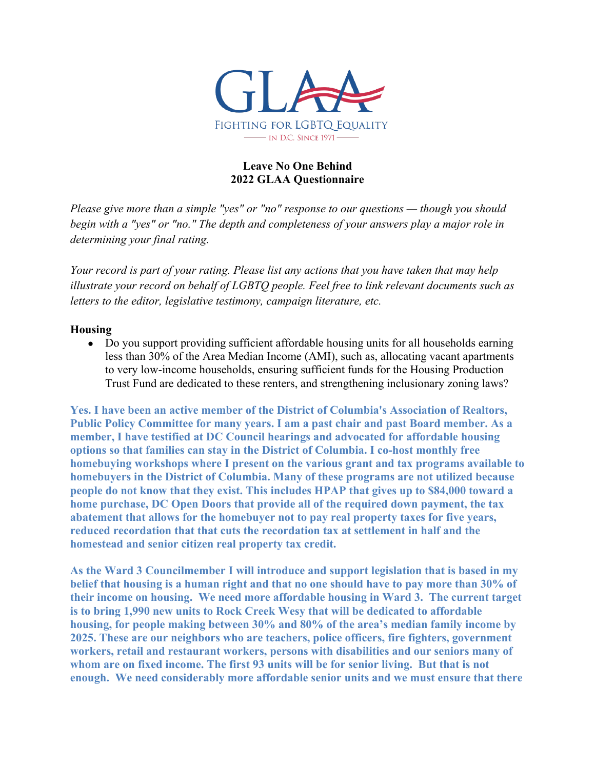GLAA

FIGHTING FOR LGBTQ EQUALITY

IN D.C. SINCE 1971

**Leave No One Behind**
**2022 GLAA Questionnaire**

*Please give more than a simple "yes" or "no" response to our questions — though you should begin with a "yes" or "no." The depth and completeness of your answers play a major role in determining your final rating.*

*Your record is part of your rating. Please list any actions that you have taken that may help illustrate your record on behalf of LGBTQ people. Feel free to link relevant documents such as letters to the editor, legislative testimony, campaign literature, etc.*

**Housing**

- Do you support providing sufficient affordable housing units for all households earning less than 30% of the Area Median Income (AMI), such as, allocating vacant apartments to very low-income households, ensuring sufficient funds for the Housing Production Trust Fund are dedicated to these renters, and strengthening inclusionary zoning laws?

**Yes. I have been an active member of the District of Columbia's Association of Realtors, Public Policy Committee for many years. I am a past chair and past Board member. As a member, I have testified at DC Council hearings and advocated for affordable housing options so that families can stay in the District of Columbia. I co-host monthly free homebuying workshops where I present on the various grant and tax programs available to homebuyers in the District of Columbia. Many of these programs are not utilized because people do not know that they exist. This includes HPAP that gives up to $84,000 toward a home purchase, DC Open Doors that provide all of the required down payment, the tax abatement that allows for the homebuyer not to pay real property taxes for five years, reduced recordation that that cuts the recordation tax at settlement in half and the homestead and senior citizen real property tax credit.**

**As the Ward 3 Councilmember I will introduce and support legislation that is based in my belief that housing is a human right and that no one should have to pay more than 30% of their income on housing. We need more affordable housing in Ward 3. The current target is to bring 1,990 new units to Rock Creek Wesy that will be dedicated to affordable housing, for people making between 30% and 80% of the area's median family income by 2025. These are our neighbors who are teachers, police officers, fire fighters, government workers, retail and restaurant workers, persons with disabilities and our seniors many of whom are on fixed income. The first 93 units will be for senior living. But that is not enough. We need considerably more affordable senior units and we must ensure that there**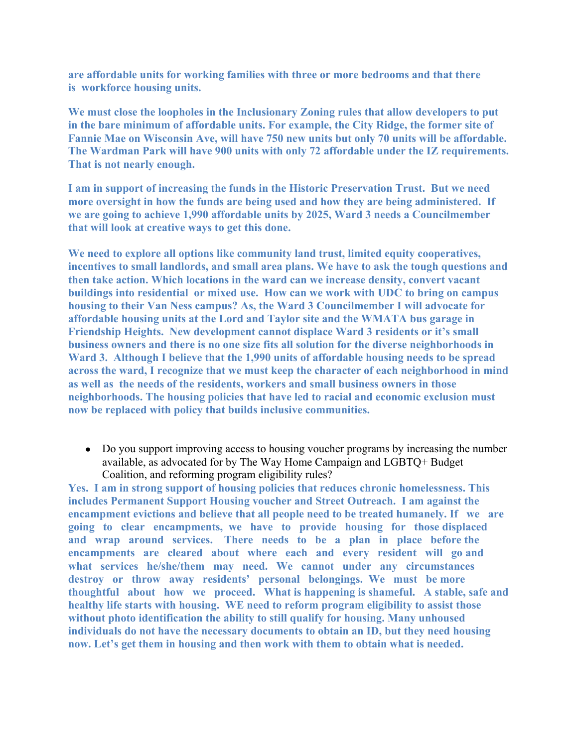**are affordable units for working families with three or more bedrooms and that there is workforce housing units.**

**We must close the loopholes in the Inclusionary Zoning rules that allow developers to put in the bare minimum of affordable units. For example, the City Ridge, the former site of Fannie Mae on Wisconsin Ave, will have 750 new units but only 70 units will be affordable. The Wardman Park will have 900 units with only 72 affordable under the IZ requirements. That is not nearly enough.**

**I am in support of increasing the funds in the Historic Preservation Trust. But we need more oversight in how the funds are being used and how they are being administered. If we are going to achieve 1,990 affordable units by 2025, Ward 3 needs a Councilmember that will look at creative ways to get this done.**

**We need to explore all options like community land trust, limited equity cooperatives, incentives to small landlords, and small area plans. We have to ask the tough questions and then take action. Which locations in the ward can we increase density, convert vacant buildings into residential or mixed use. How can we work with UDC to bring on campus housing to their Van Ness campus? As, the Ward 3 Councilmember I will advocate for affordable housing units at the Lord and Taylor site and the WMATA bus garage in Friendship Heights. New development cannot displace Ward 3 residents or it's small business owners and there is no one size fits all solution for the diverse neighborhoods in Ward 3. Although I believe that the 1,990 units of affordable housing needs to be spread across the ward, I recognize that we must keep the character of each neighborhood in mind as well as the needs of the residents, workers and small business owners in those neighborhoods. The housing policies that have led to racial and economic exclusion must now be replaced with policy that builds inclusive communities.**

- Do you support improving access to housing voucher programs by increasing the number available, as advocated for by The Way Home Campaign and LGBTQ+ Budget Coalition, and reforming program eligibility rules?

**Yes. I am in strong support of housing policies that reduces chronic homelessness. This includes Permanent Support Housing voucher and Street Outreach. I am against the encampment evictions and believe that all people need to be treated humanely. If we are going to clear encampments, we have to provide housing for those displaced and wrap around services. There needs to be a plan in place before the encampments are cleared about where each and every resident will go and what services he/she/them may need. We cannot under any circumstances destroy or throw away residents' personal belongings. We must be more thoughtful about how we proceed. What is happening is shameful. A stable, safe and healthy life starts with housing. WE need to reform program eligibility to assist those without photo identification the ability to still qualify for housing. Many unhoused individuals do not have the necessary documents to obtain an ID, but they need housing now. Let's get them in housing and then work with them to obtain what is needed.**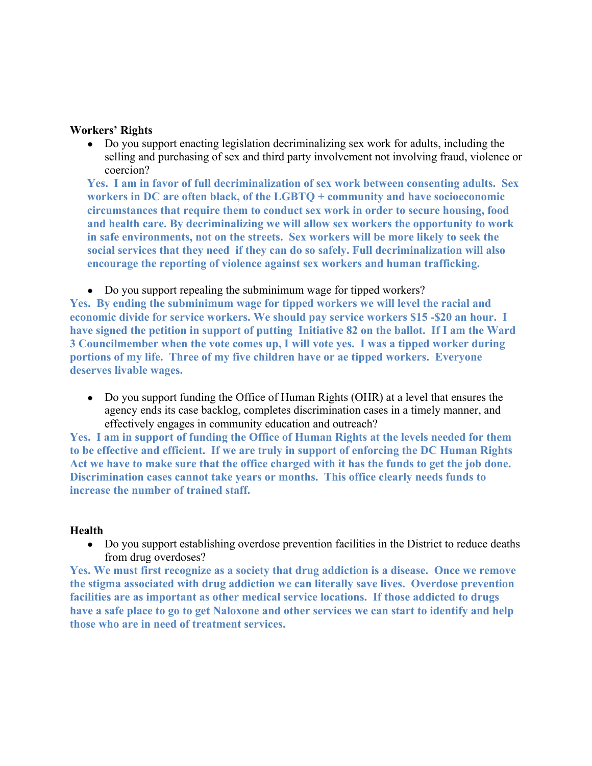**Workers' Rights**

- Do you support enacting legislation decriminalizing sex work for adults, including the selling and purchasing of sex and third party involvement not involving fraud, violence or coercion?

  **Yes. I am in favor of full decriminalization of sex work between consenting adults. Sex workers in DC are often black, of the LGBTQ + community and have socioeconomic circumstances that require them to conduct sex work in order to secure housing, food and health care. By decriminalizing we will allow sex workers the opportunity to work in safe environments, not on the streets. Sex workers will be more likely to seek the social services that they need if they can do so safely. Full decriminalization will also encourage the reporting of violence against sex workers and human trafficking.**

- Do you support repealing the subminimum wage for tipped workers?

**Yes. By ending the subminimum wage for tipped workers we will level the racial and economic divide for service workers. We should pay service workers $15 -$20 an hour. I have signed the petition in support of putting Initiative 82 on the ballot. If I am the Ward 3 Councilmember when the vote comes up, I will vote yes. I was a tipped worker during portions of my life. Three of my five children have or ae tipped workers. Everyone deserves livable wages.**

- Do you support funding the Office of Human Rights (OHR) at a level that ensures the agency ends its case backlog, completes discrimination cases in a timely manner, and effectively engages in community education and outreach?

**Yes. I am in support of funding the Office of Human Rights at the levels needed for them to be effective and efficient. If we are truly in support of enforcing the DC Human Rights Act we have to make sure that the office charged with it has the funds to get the job done. Discrimination cases cannot take years or months. This office clearly needs funds to increase the number of trained staff.**

**Health**

- Do you support establishing overdose prevention facilities in the District to reduce deaths from drug overdoses?

**Yes. We must first recognize as a society that drug addiction is a disease. Once we remove the stigma associated with drug addiction we can literally save lives. Overdose prevention facilities are as important as other medical service locations. If those addicted to drugs have a safe place to go to get Naloxone and other services we can start to identify and help those who are in need of treatment services.**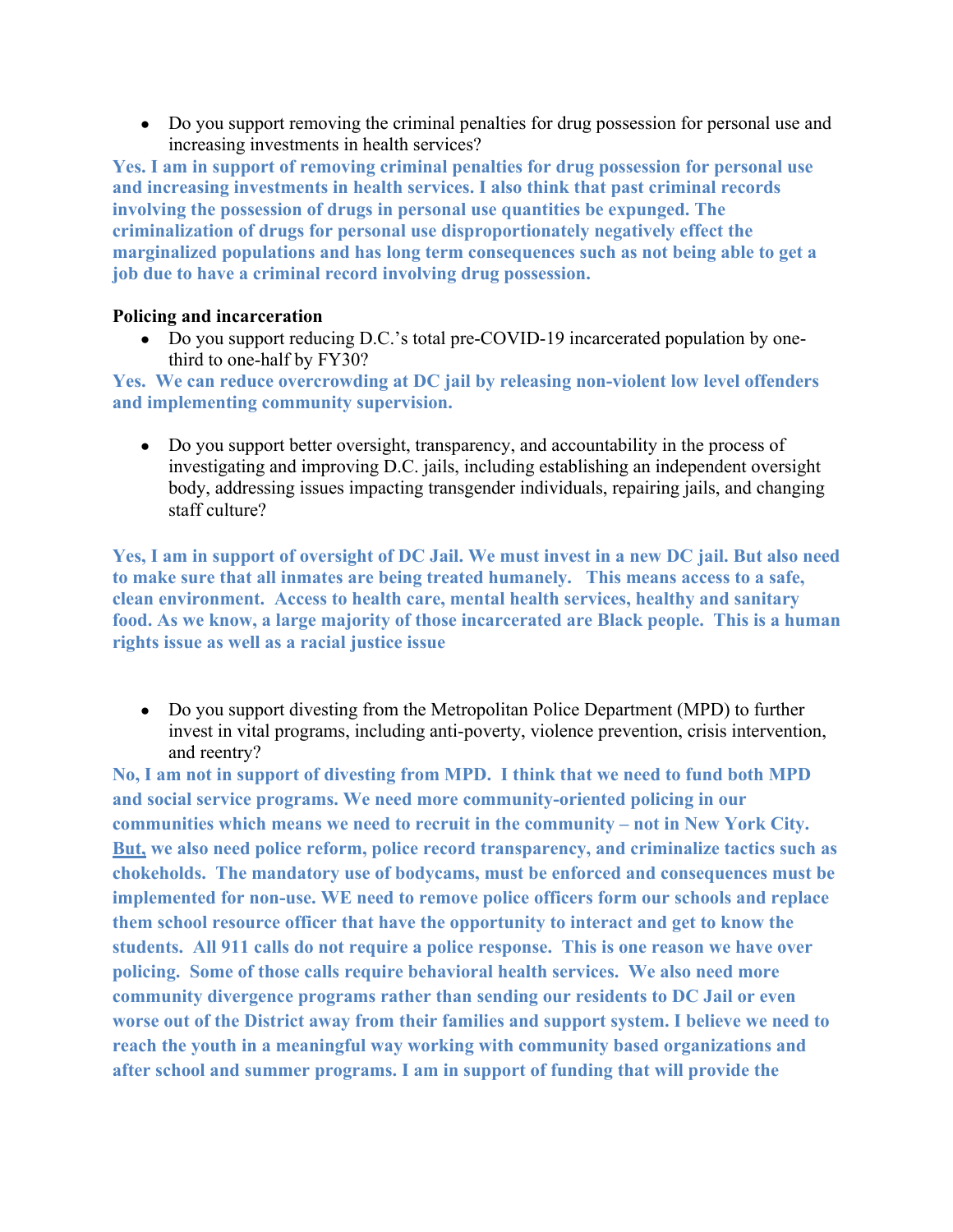- Do you support removing the criminal penalties for drug possession for personal use and increasing investments in health services?

**Yes. I am in support of removing criminal penalties for drug possession for personal use and increasing investments in health services. I also think that past criminal records involving the possession of drugs in personal use quantities be expunged. The criminalization of drugs for personal use disproportionately negatively effect the marginalized populations and has long term consequences such as not being able to get a job due to have a criminal record involving drug possession.**

**Policing and incarceration**

- Do you support reducing D.C.'s total pre-COVID-19 incarcerated population by one-third to one-half by FY30?

**Yes. We can reduce overcrowding at DC jail by releasing non-violent low level offenders and implementing community supervision.**

- Do you support better oversight, transparency, and accountability in the process of investigating and improving D.C. jails, including establishing an independent oversight body, addressing issues impacting transgender individuals, repairing jails, and changing staff culture?

**Yes, I am in support of oversight of DC Jail. We must invest in a new DC jail. But also need to make sure that all inmates are being treated humanely. This means access to a safe, clean environment. Access to health care, mental health services, healthy and sanitary food. As we know, a large majority of those incarcerated are Black people. This is a human rights issue as well as a racial justice issue**

- Do you support divesting from the Metropolitan Police Department (MPD) to further invest in vital programs, including anti-poverty, violence prevention, crisis intervention, and reentry?

**No, I am not in support of divesting from MPD. I think that we need to fund both MPD and social service programs. We need more community-oriented policing in our communities which means we need to recruit in the community – not in New York City. <u>But,</u> we also need police reform, police record transparency, and criminalize tactics such as chokeholds. The mandatory use of bodycams, must be enforced and consequences must be implemented for non-use. WE need to remove police officers form our schools and replace them school resource officer that have the opportunity to interact and get to know the students. All 911 calls do not require a police response. This is one reason we have over policing. Some of those calls require behavioral health services. We also need more community divergence programs rather than sending our residents to DC Jail or even worse out of the District away from their families and support system. I believe we need to reach the youth in a meaningful way working with community based organizations and after school and summer programs. I am in support of funding that will provide the**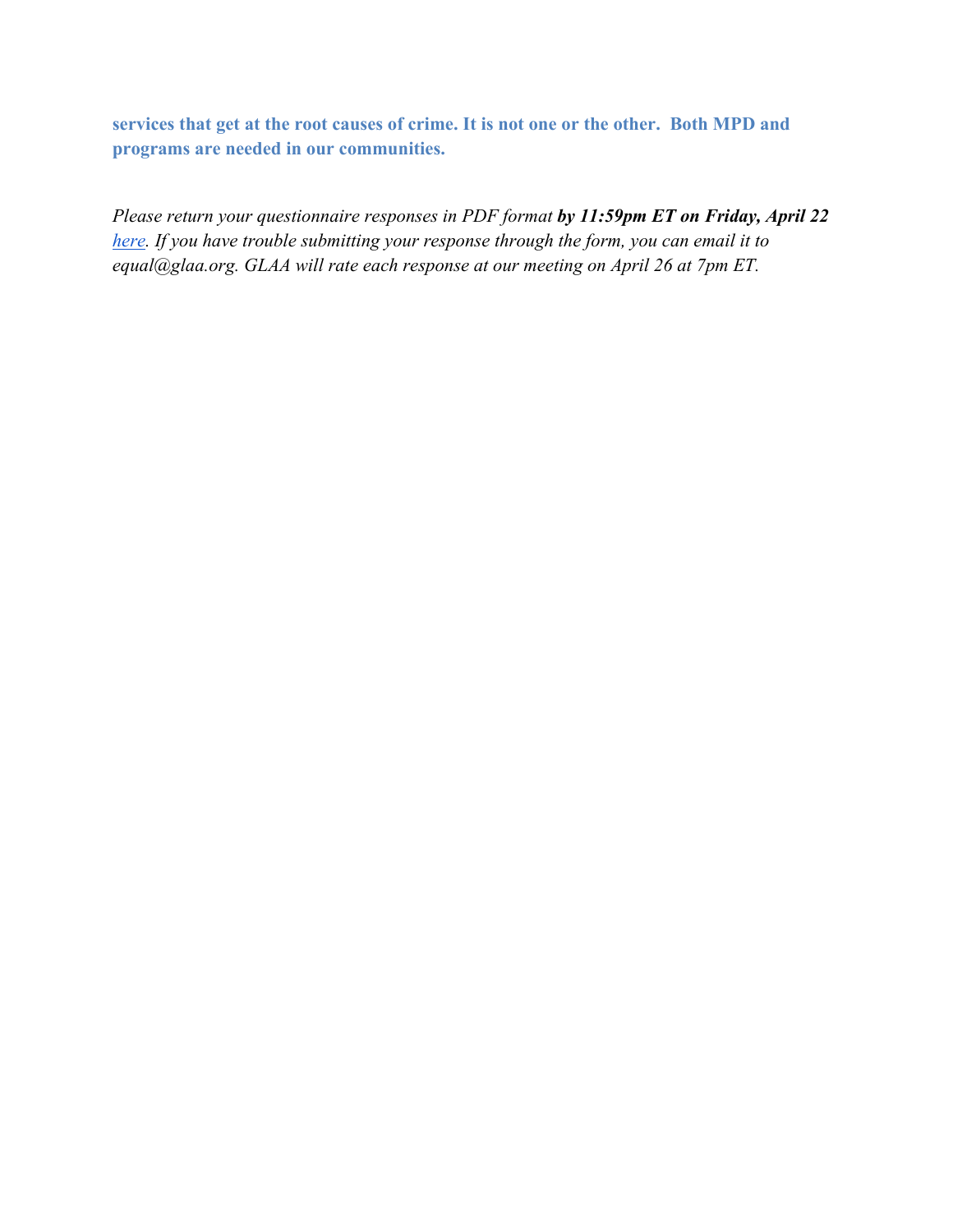**services that get at the root causes of crime. It is not one or the other. Both MPD and programs are needed in our communities.**

*Please return your questionnaire responses in PDF format* ***by 11:59pm ET on Friday, April 22*** *here. If you have trouble submitting your response through the form, you can email it to equal@glaa.org. GLAA will rate each response at our meeting on April 26 at 7pm ET.*